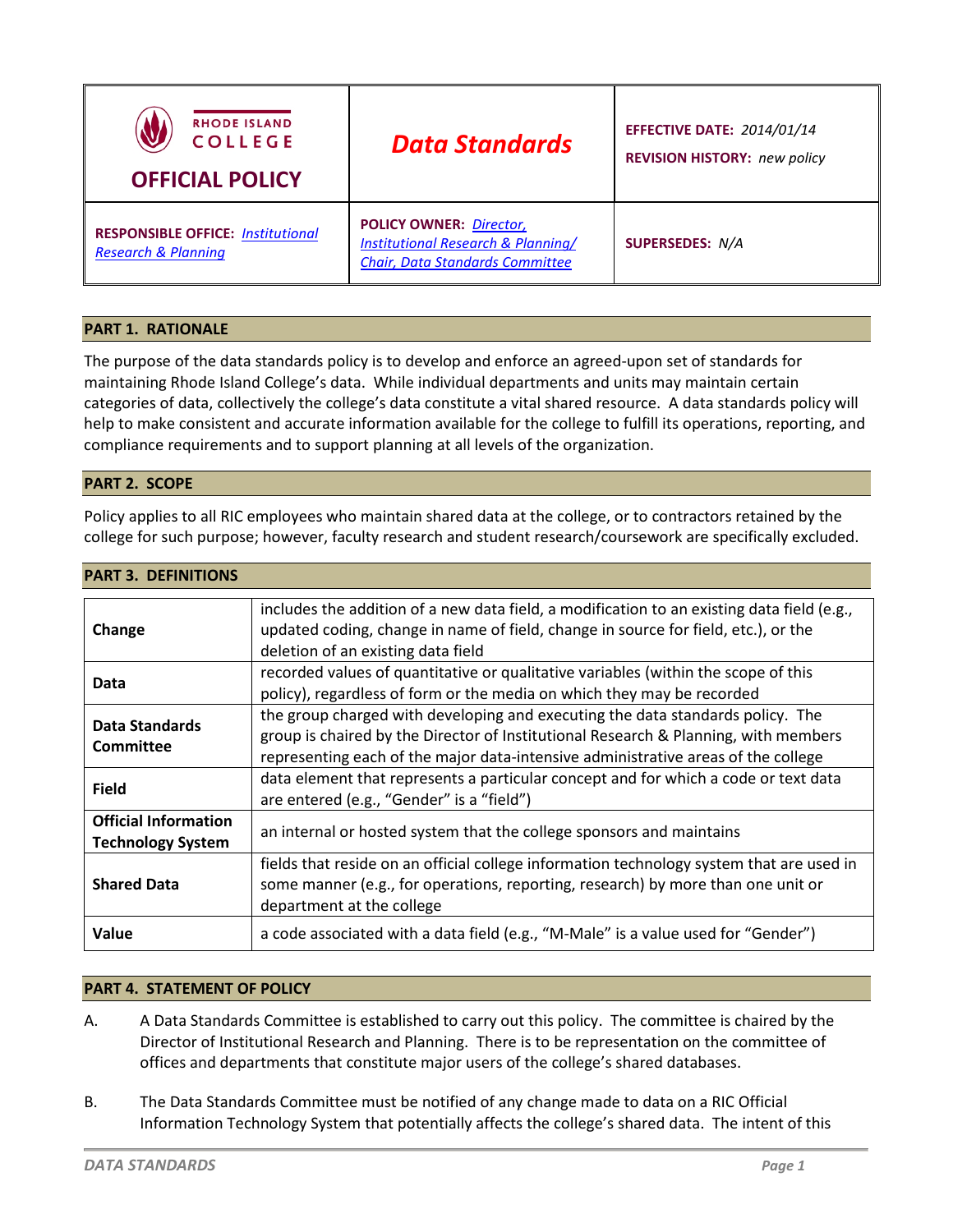| RHODE ISLAND COLLEGE<br>**OFFICIAL POLICY** | ***Data Standards*** | **EFFECTIVE DATE:** *2014/01/14*<br>**REVISION HISTORY:** *new policy* |
|---|---|---|
| **RESPONSIBLE OFFICE:** *Institutional Research & Planning* | **POLICY OWNER:** *Director, Institutional Research & Planning/ Chair, Data Standards Committee* | **SUPERSEDES:** *N/A* |

## PART 1. RATIONALE

The purpose of the data standards policy is to develop and enforce an agreed-upon set of standards for maintaining Rhode Island College's data. While individual departments and units may maintain certain categories of data, collectively the college's data constitute a vital shared resource. A data standards policy will help to make consistent and accurate information available for the college to fulfill its operations, reporting, and compliance requirements and to support planning at all levels of the organization.

## PART 2. SCOPE

Policy applies to all RIC employees who maintain shared data at the college, or to contractors retained by the college for such purpose; however, faculty research and student research/coursework are specifically excluded.

## PART 3. DEFINITIONS

| | |
|---|---|
| **Change** | includes the addition of a new data field, a modification to an existing data field (e.g., updated coding, change in name of field, change in source for field, etc.), or the deletion of an existing data field |
| **Data** | recorded values of quantitative or qualitative variables (within the scope of this policy), regardless of form or the media on which they may be recorded |
| **Data Standards Committee** | the group charged with developing and executing the data standards policy. The group is chaired by the Director of Institutional Research & Planning, with members representing each of the major data-intensive administrative areas of the college |
| **Field** | data element that represents a particular concept and for which a code or text data are entered (e.g., "Gender" is a "field") |
| **Official Information Technology System** | an internal or hosted system that the college sponsors and maintains |
| **Shared Data** | fields that reside on an official college information technology system that are used in some manner (e.g., for operations, reporting, research) by more than one unit or department at the college |
| **Value** | a code associated with a data field (e.g., "M-Male" is a value used for "Gender") |

## PART 4. STATEMENT OF POLICY

A. A Data Standards Committee is established to carry out this policy. The committee is chaired by the Director of Institutional Research and Planning. There is to be representation on the committee of offices and departments that constitute major users of the college's shared databases.

B. The Data Standards Committee must be notified of any change made to data on a RIC Official Information Technology System that potentially affects the college's shared data. The intent of this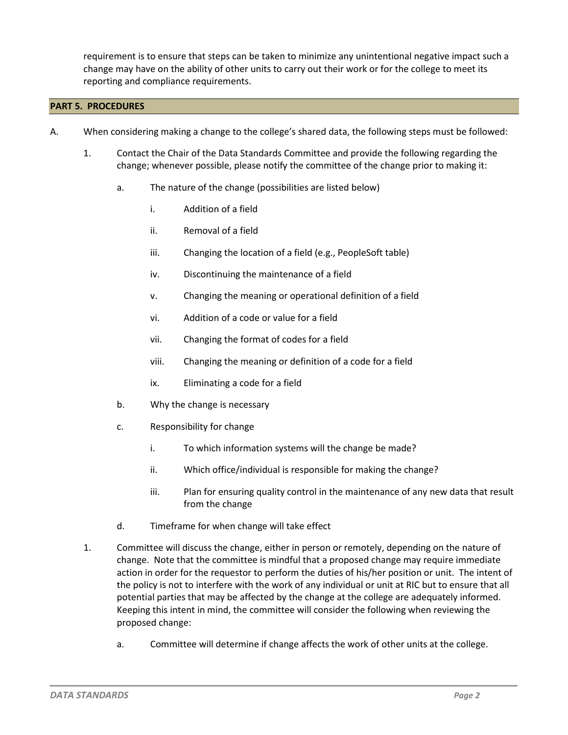requirement is to ensure that steps can be taken to minimize any unintentional negative impact such a change may have on the ability of other units to carry out their work or for the college to meet its reporting and compliance requirements.

## PART 5. PROCEDURES

A. When considering making a change to the college's shared data, the following steps must be followed:

1. Contact the Chair of the Data Standards Committee and provide the following regarding the change; whenever possible, please notify the committee of the change prior to making it:

   a. The nature of the change (possibilities are listed below)

      i. Addition of a field

      ii. Removal of a field

      iii. Changing the location of a field (e.g., PeopleSoft table)

      iv. Discontinuing the maintenance of a field

      v. Changing the meaning or operational definition of a field

      vi. Addition of a code or value for a field

      vii. Changing the format of codes for a field

      viii. Changing the meaning or definition of a code for a field

      ix. Eliminating a code for a field

   b. Why the change is necessary

   c. Responsibility for change

      i. To which information systems will the change be made?

      ii. Which office/individual is responsible for making the change?

      iii. Plan for ensuring quality control in the maintenance of any new data that result from the change

   d. Timeframe for when change will take effect

1. Committee will discuss the change, either in person or remotely, depending on the nature of change. Note that the committee is mindful that a proposed change may require immediate action in order for the requestor to perform the duties of his/her position or unit. The intent of the policy is not to interfere with the work of any individual or unit at RIC but to ensure that all potential parties that may be affected by the change at the college are adequately informed. Keeping this intent in mind, the committee will consider the following when reviewing the proposed change:

   a. Committee will determine if change affects the work of other units at the college.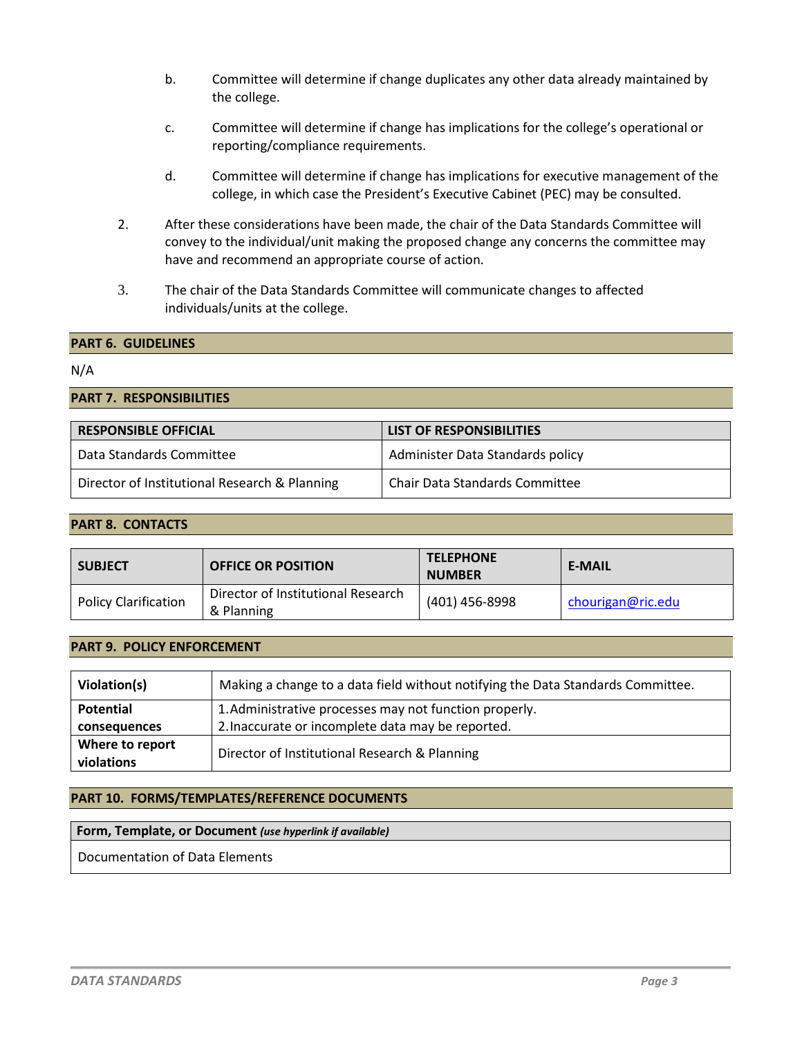b. Committee will determine if change duplicates any other data already maintained by the college.

   c. Committee will determine if change has implications for the college's operational or reporting/compliance requirements.

   d. Committee will determine if change has implications for executive management of the college, in which case the President's Executive Cabinet (PEC) may be consulted.

2. After these considerations have been made, the chair of the Data Standards Committee will convey to the individual/unit making the proposed change any concerns the committee may have and recommend an appropriate course of action.

3. The chair of the Data Standards Committee will communicate changes to affected individuals/units at the college.

## PART 6. GUIDELINES

N/A

## PART 7. RESPONSIBILITIES

| RESPONSIBLE OFFICIAL | LIST OF RESPONSIBILITIES |
|---|---|
| Data Standards Committee | Administer Data Standards policy |
| Director of Institutional Research & Planning | Chair Data Standards Committee |

## PART 8. CONTACTS

| SUBJECT | OFFICE OR POSITION | TELEPHONE NUMBER | E-MAIL |
|---|---|---|---|
| Policy Clarification | Director of Institutional Research & Planning | (401) 456-8998 | chourigan@ric.edu |

## PART 9. POLICY ENFORCEMENT

| | |
|---|---|
| **Violation(s)** | Making a change to a data field without notifying the Data Standards Committee. |
| **Potential consequences** | 1. Administrative processes may not function properly.<br>2. Inaccurate or incomplete data may be reported. |
| **Where to report violations** | Director of Institutional Research & Planning |

## PART 10. FORMS/TEMPLATES/REFERENCE DOCUMENTS

| **Form, Template, or Document** ***(use hyperlink if available)*** |
|---|
| Documentation of Data Elements |